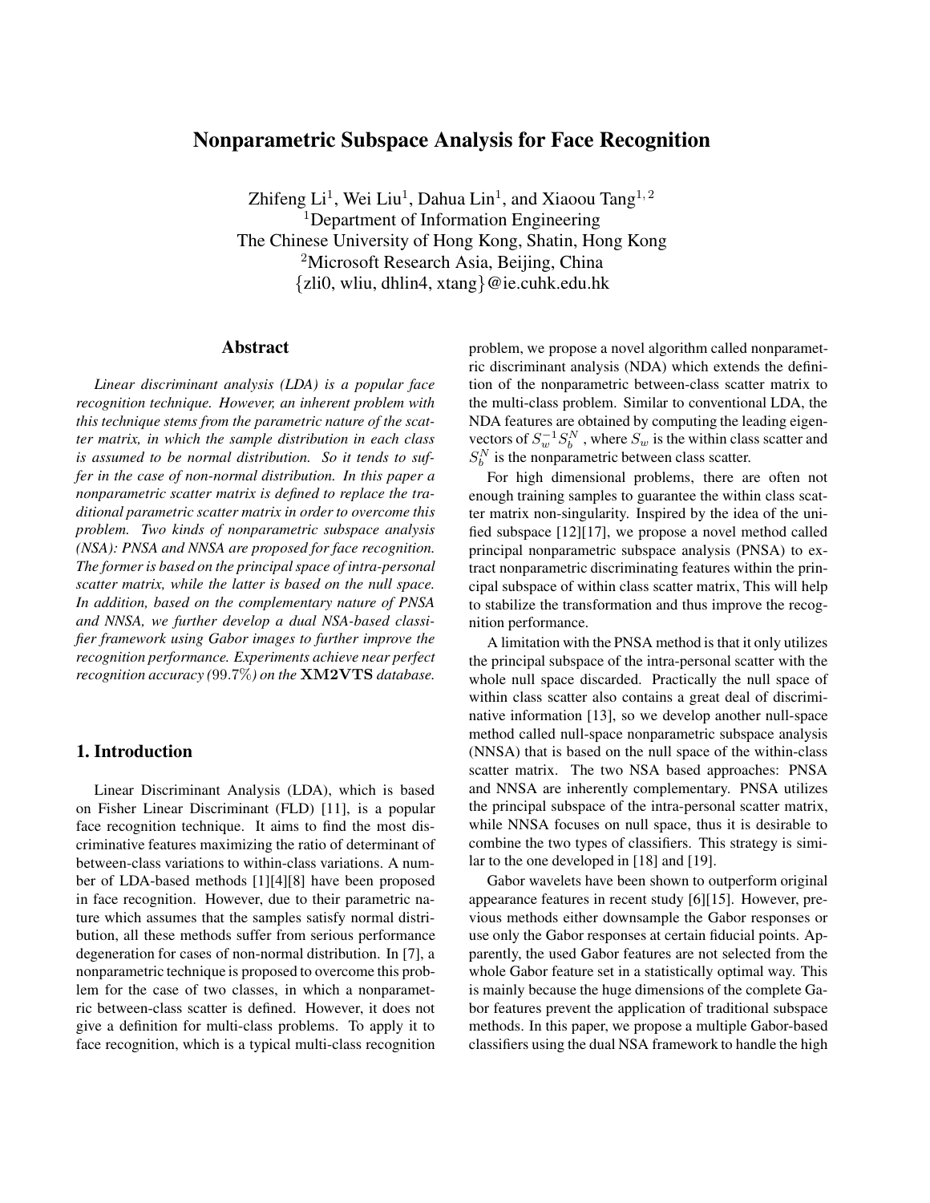# Nonparametric Subspace Analysis for Face Recognition

Zhifeng Li[1], Wei Liu[1], Dahua Lin[1], and Xiaoou Tang[1, 2]
[1]Department of Information Engineering
The Chinese University of Hong Kong, Shatin, Hong Kong
[2]Microsoft Research Asia, Beijing, China
{zli0, wliu, dhlin4, xtang}@ie.cuhk.edu.hk

## Abstract

*Linear discriminant analysis (LDA) is a popular face recognition technique. However, an inherent problem with this technique stems from the parametric nature of the scatter matrix, in which the sample distribution in each class is assumed to be normal distribution. So it tends to suffer in the case of non-normal distribution. In this paper a nonparametric scatter matrix is defined to replace the traditional parametric scatter matrix in order to overcome this problem. Two kinds of nonparametric subspace analysis (NSA): PNSA and NNSA are proposed for face recognition. The former is based on the principal space of intra-personal scatter matrix, while the latter is based on the null space. In addition, based on the complementary nature of PNSA and NNSA, we further develop a dual NSA-based classifier framework using Gabor images to further improve the recognition performance. Experiments achieve near perfect recognition accuracy (99.7%) on the* **XM2VTS** *database.*

## 1. Introduction

Linear Discriminant Analysis (LDA), which is based on Fisher Linear Discriminant (FLD) [11], is a popular face recognition technique. It aims to find the most discriminative features maximizing the ratio of determinant of between-class variations to within-class variations. A number of LDA-based methods [1][4][8] have been proposed in face recognition. However, due to their parametric nature which assumes that the samples satisfy normal distribution, all these methods suffer from serious performance degeneration for cases of non-normal distribution. In [7], a nonparametric technique is proposed to overcome this problem for the case of two classes, in which a nonparametric between-class scatter is defined. However, it does not give a definition for multi-class problems. To apply it to face recognition, which is a typical multi-class recognition problem, we propose a novel algorithm called nonparametric discriminant analysis (NDA) which extends the definition of the nonparametric between-class scatter matrix to the multi-class problem. Similar to conventional LDA, the NDA features are obtained by computing the leading eigenvectors of $S_w^{-1} S_b^N$, where $S_w$ is the within class scatter and $S_b^N$ is the nonparametric between class scatter.

For high dimensional problems, there are often not enough training samples to guarantee the within class scatter matrix non-singularity. Inspired by the idea of the unified subspace [12][17], we propose a novel method called principal nonparametric subspace analysis (PNSA) to extract nonparametric discriminating features within the principal subspace of within class scatter matrix, This will help to stabilize the transformation and thus improve the recognition performance.

A limitation with the PNSA method is that it only utilizes the principal subspace of the intra-personal scatter with the whole null space discarded. Practically the null space of within class scatter also contains a great deal of discriminative information [13], so we develop another null-space method called null-space nonparametric subspace analysis (NNSA) that is based on the null space of the within-class scatter matrix. The two NSA based approaches: PNSA and NNSA are inherently complementary. PNSA utilizes the principal subspace of the intra-personal scatter matrix, while NNSA focuses on null space, thus it is desirable to combine the two types of classifiers. This strategy is similar to the one developed in [18] and [19].

Gabor wavelets have been shown to outperform original appearance features in recent study [6][15]. However, previous methods either downsample the Gabor responses or use only the Gabor responses at certain fiducial points. Apparently, the used Gabor features are not selected from the whole Gabor feature set in a statistically optimal way. This is mainly because the huge dimensions of the complete Gabor features prevent the application of traditional subspace methods. In this paper, we propose a multiple Gabor-based classifiers using the dual NSA framework to handle the high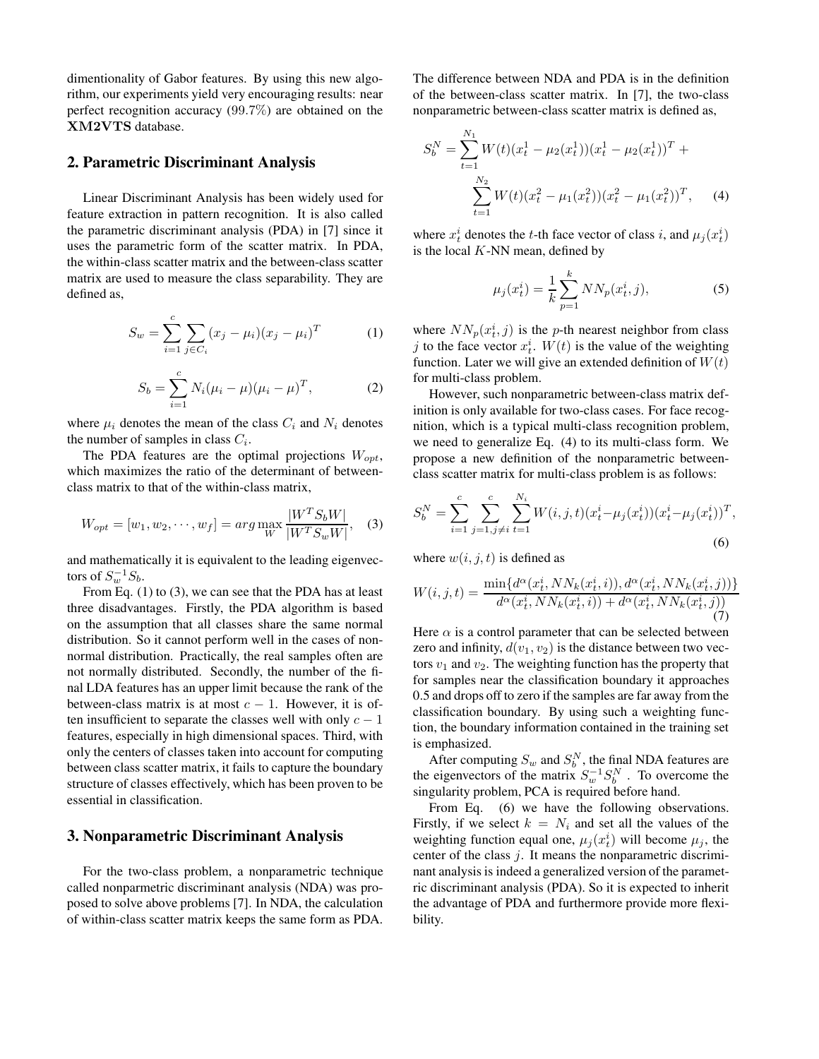dimentionality of Gabor features. By using this new algorithm, our experiments yield very encouraging results: near perfect recognition accuracy (99.7%) are obtained on the **XM2VTS** database.

## 2. Parametric Discriminant Analysis

Linear Discriminant Analysis has been widely used for feature extraction in pattern recognition. It is also called the parametric discriminant analysis (PDA) in [7] since it uses the parametric form of the scatter matrix. In PDA, the within-class scatter matrix and the between-class scatter matrix are used to measure the class separability. They are defined as,

$$S_w = \sum_{i=1}^{c} \sum_{j \in C_i} (x_j - \mu_i)(x_j - \mu_i)^T \tag{1}$$

$$S_b = \sum_{i=1}^{c} N_i (\mu_i - \mu)(\mu_i - \mu)^T, \tag{2}$$

where $\mu_i$ denotes the mean of the class $C_i$ and $N_i$ denotes the number of samples in class $C_i$.

The PDA features are the optimal projections $W_{opt}$, which maximizes the ratio of the determinant of between-class matrix to that of the within-class matrix,

$$W_{opt} = [w_1, w_2, \cdots, w_f] = arg \max_{W} \frac{|W^T S_b W|}{|W^T S_w W|}, \tag{3}$$

and mathematically it is equivalent to the leading eigenvectors of $S_w^{-1} S_b$.

From Eq. (1) to (3), we can see that the PDA has at least three disadvantages. Firstly, the PDA algorithm is based on the assumption that all classes share the same normal distribution. So it cannot perform well in the cases of non-normal distribution. Practically, the real samples often are not normally distributed. Secondly, the number of the final LDA features has an upper limit because the rank of the between-class matrix is at most $c - 1$. However, it is often insufficient to separate the classes well with only $c - 1$ features, especially in high dimensional spaces. Third, with only the centers of classes taken into account for computing between class scatter matrix, it fails to capture the boundary structure of classes effectively, which has been proven to be essential in classification.

## 3. Nonparametric Discriminant Analysis

For the two-class problem, a nonparametric technique called nonparmetric discriminant analysis (NDA) was proposed to solve above problems [7]. In NDA, the calculation of within-class scatter matrix keeps the same form as PDA. The difference between NDA and PDA is in the definition of the between-class scatter matrix. In [7], the two-class nonparametric between-class scatter matrix is defined as,

$$S_b^N = \sum_{t=1}^{N_1} W(t)(x_t^1 - \mu_2(x_t^1))(x_t^1 - \mu_2(x_t^1))^T + \sum_{t=1}^{N_2} W(t)(x_t^2 - \mu_1(x_t^2))(x_t^2 - \mu_1(x_t^2))^T, \tag{4}$$

where $x_t^i$ denotes the $t$-th face vector of class $i$, and $\mu_j(x_t^i)$ is the local $K$-NN mean, defined by

$$\mu_j(x_t^i) = \frac{1}{k} \sum_{p=1}^{k} NN_p(x_t^i, j), \tag{5}$$

where $NN_p(x_t^i, j)$ is the $p$-th nearest neighbor from class $j$ to the face vector $x_t^i$. $W(t)$ is the value of the weighting function. Later we will give an extended definition of $W(t)$ for multi-class problem.

However, such nonparametric between-class matrix definition is only available for two-class cases. For face recognition, which is a typical multi-class recognition problem, we need to generalize Eq. (4) to its multi-class form. We propose a new definition of the nonparametric between-class scatter matrix for multi-class problem is as follows:

$$S_b^N = \sum_{i=1}^{c} \sum_{j=1, j \neq i}^{c} \sum_{t=1}^{N_i} W(i,j,t)(x_t^i - \mu_j(x_t^i))(x_t^i - \mu_j(x_t^i))^T, \tag{6}$$

where $w(i, j, t)$ is defined as

$$W(i,j,t) = \frac{\min\{d^{\alpha}(x_t^i, NN_k(x_t^i, i)), d^{\alpha}(x_t^i, NN_k(x_t^i, j))\}}{d^{\alpha}(x_t^i, NN_k(x_t^i, i)) + d^{\alpha}(x_t^i, NN_k(x_t^i, j))} \tag{7}$$

Here $\alpha$ is a control parameter that can be selected between zero and infinity, $d(v_1, v_2)$ is the distance between two vectors $v_1$ and $v_2$. The weighting function has the property that for samples near the classification boundary it approaches 0.5 and drops off to zero if the samples are far away from the classification boundary. By using such a weighting function, the boundary information contained in the training set is emphasized.

After computing $S_w$ and $S_b^N$, the final NDA features are the eigenvectors of the matrix $S_w^{-1} S_b^N$ . To overcome the singularity problem, PCA is required before hand.

From Eq. (6) we have the following observations. Firstly, if we select $k = N_i$ and set all the values of the weighting function equal one, $\mu_j(x_t^i)$ will become $\mu_j$, the center of the class $j$. It means the nonparametric discriminant analysis is indeed a generalized version of the parametric discriminant analysis (PDA). So it is expected to inherit the advantage of PDA and furthermore provide more flexibility.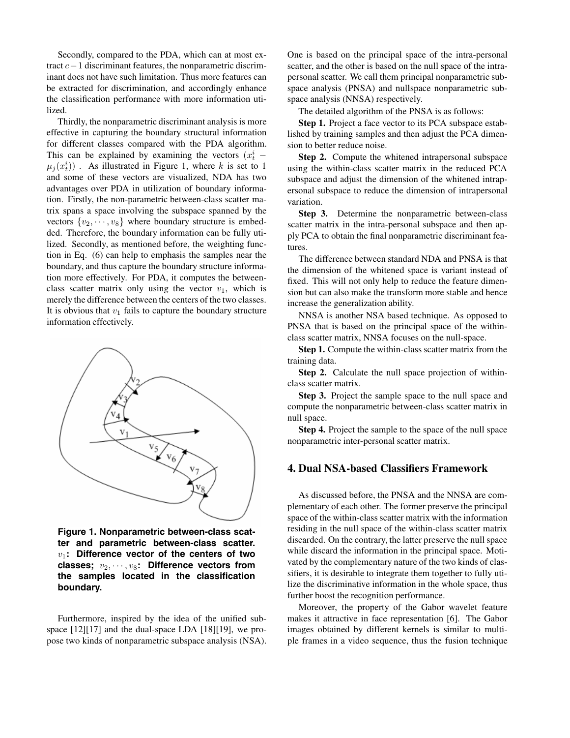Secondly, compared to the PDA, which can at most extract $c-1$ discriminant features, the nonparametric discriminant does not have such limitation. Thus more features can be extracted for discrimination, and accordingly enhance the classification performance with more information utilized.

Thirdly, the nonparametric discriminant analysis is more effective in capturing the boundary structural information for different classes compared with the PDA algorithm. This can be explained by examining the vectors $(x_t^i - \mu_j(x_t^i))$ . As illustrated in Figure 1, where $k$ is set to 1 and some of these vectors are visualized, NDA has two advantages over PDA in utilization of boundary information. Firstly, the non-parametric between-class scatter matrix spans a space involving the subspace spanned by the vectors $\{v_2, \cdots, v_8\}$ where boundary structure is embedded. Therefore, the boundary information can be fully utilized. Secondly, as mentioned before, the weighting function in Eq. (6) can help to emphasis the samples near the boundary, and thus capture the boundary structure information more effectively. For PDA, it computes the between-class scatter matrix only using the vector $v_1$, which is merely the difference between the centers of the two classes. It is obvious that $v_1$ fails to capture the boundary structure information effectively.

**Figure 1. Nonparametric between-class scatter and parametric between-class scatter. $v_1$: Difference vector of the centers of two classes; $v_2, \cdots, v_8$: Difference vectors from the samples located in the classification boundary.**

Furthermore, inspired by the idea of the unified subspace [12][17] and the dual-space LDA [18][19], we propose two kinds of nonparametric subspace analysis (NSA). One is based on the principal space of the intra-personal scatter, and the other is based on the null space of the intra-personal scatter. We call them principal nonparametric subspace analysis (PNSA) and nullspace nonparametric subspace analysis (NNSA) respectively.

The detailed algorithm of the PNSA is as follows:

**Step 1.** Project a face vector to its PCA subspace established by training samples and then adjust the PCA dimension to better reduce noise.

**Step 2.** Compute the whitened intrapersonal subspace using the within-class scatter matrix in the reduced PCA subspace and adjust the dimension of the whitened intrapersonal subspace to reduce the dimension of intrapersonal variation.

**Step 3.** Determine the nonparametric between-class scatter matrix in the intra-personal subspace and then apply PCA to obtain the final nonparametric discriminant features.

The difference between standard NDA and PNSA is that the dimension of the whitened space is variant instead of fixed. This will not only help to reduce the feature dimension but can also make the transform more stable and hence increase the generalization ability.

NNSA is another NSA based technique. As opposed to PNSA that is based on the principal space of the within-class scatter matrix, NNSA focuses on the null-space.

**Step 1.** Compute the within-class scatter matrix from the training data.

**Step 2.** Calculate the null space projection of within-class scatter matrix.

**Step 3.** Project the sample space to the null space and compute the nonparametric between-class scatter matrix in null space.

**Step 4.** Project the sample to the space of the null space nonparametric inter-personal scatter matrix.

## 4. Dual NSA-based Classifiers Framework

As discussed before, the PNSA and the NNSA are complementary of each other. The former preserve the principal space of the within-class scatter matrix with the information residing in the null space of the within-class scatter matrix discarded. On the contrary, the latter preserve the null space while discard the information in the principal space. Motivated by the complementary nature of the two kinds of classifiers, it is desirable to integrate them together to fully utilize the discriminative information in the whole space, thus further boost the recognition performance.

Moreover, the property of the Gabor wavelet feature makes it attractive in face representation [6]. The Gabor images obtained by different kernels is similar to multiple frames in a video sequence, thus the fusion technique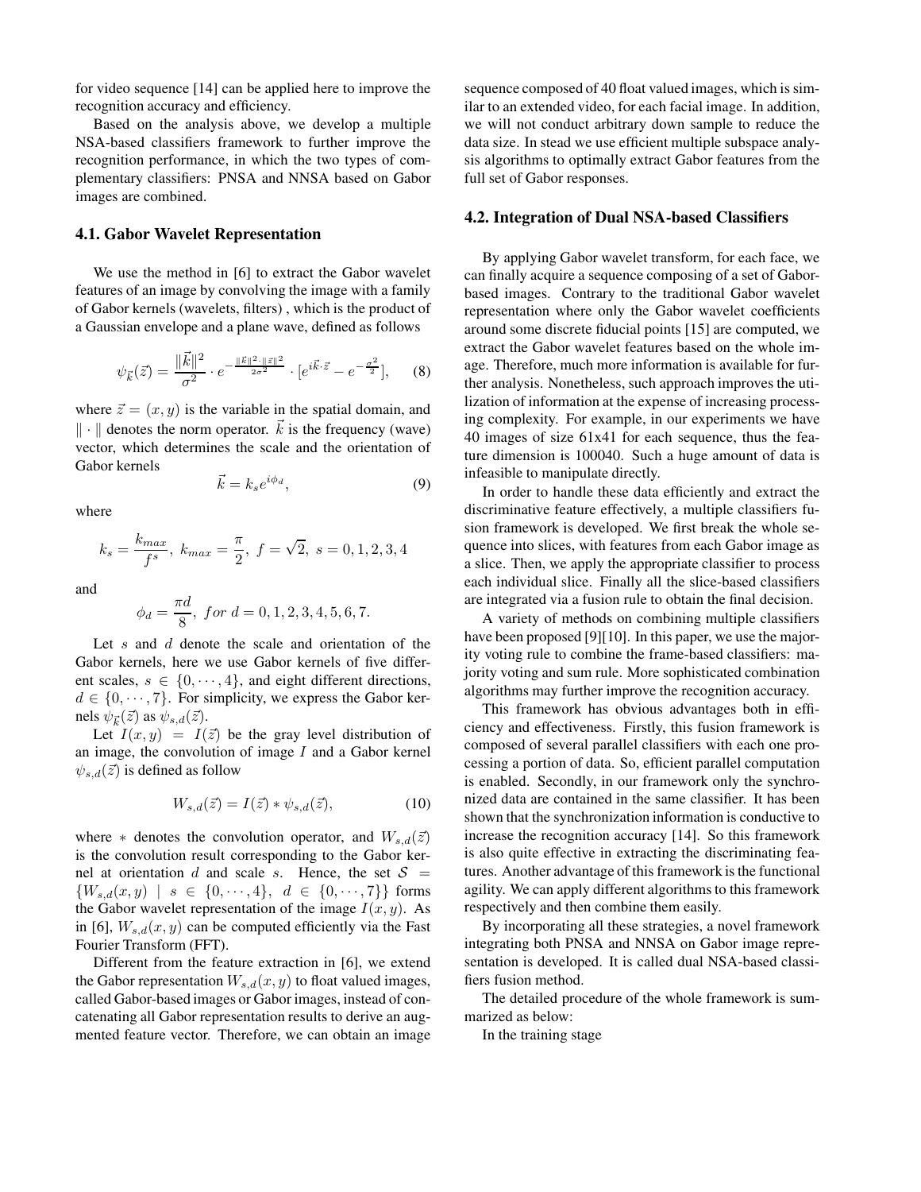for video sequence [14] can be applied here to improve the recognition accuracy and efficiency.

Based on the analysis above, we develop a multiple NSA-based classifiers framework to further improve the recognition performance, in which the two types of complementary classifiers: PNSA and NNSA based on Gabor images are combined.

### 4.1. Gabor Wavelet Representation

We use the method in [6] to extract the Gabor wavelet features of an image by convolving the image with a family of Gabor kernels (wavelets, filters) , which is the product of a Gaussian envelope and a plane wave, defined as follows

$$\psi_{\vec{k}}(\vec{z}) = \frac{\|\vec{k}\|^2}{\sigma^2} \cdot e^{-\frac{\|\vec{k}\|^2 \cdot \|\vec{z}\|^2}{2\sigma^2}} \cdot [e^{i\vec{k}\cdot\vec{z}} - e^{-\frac{\sigma^2}{2}}], \quad (8)$$

where $\vec{z} = (x, y)$ is the variable in the spatial domain, and $\| \cdot \|$ denotes the norm operator. $\vec{k}$ is the frequency (wave) vector, which determines the scale and the orientation of Gabor kernels

$$\vec{k} = k_s e^{i\phi_d}, \quad (9)$$

where

$$k_s = \frac{k_{max}}{f^s},\ k_{max} = \frac{\pi}{2},\ f = \sqrt{2},\ s = 0, 1, 2, 3, 4$$

and

$$\phi_d = \frac{\pi d}{8},\ for\ d = 0, 1, 2, 3, 4, 5, 6, 7.$$

Let $s$ and $d$ denote the scale and orientation of the Gabor kernels, here we use Gabor kernels of five different scales, $s \in \{0, \cdots, 4\}$, and eight different directions, $d \in \{0, \cdots, 7\}$. For simplicity, we express the Gabor kernels $\psi_{\vec{k}}(\vec{z})$ as $\psi_{s,d}(\vec{z})$.

Let $I(x, y) = I(\vec{z})$ be the gray level distribution of an image, the convolution of image $I$ and a Gabor kernel $\psi_{s,d}(\vec{z})$ is defined as follow

$$W_{s,d}(\vec{z}) = I(\vec{z}) * \psi_{s,d}(\vec{z}), \quad (10)$$

where $*$ denotes the convolution operator, and $W_{s,d}(\vec{z})$ is the convolution result corresponding to the Gabor kernel at orientation $d$ and scale $s$. Hence, the set $\mathcal{S} = \{W_{s,d}(x, y) \mid s \in \{0, \cdots, 4\},\ d \in \{0, \cdots, 7\}\}$ forms the Gabor wavelet representation of the image $I(x, y)$. As in [6], $W_{s,d}(x, y)$ can be computed efficiently via the Fast Fourier Transform (FFT).

Different from the feature extraction in [6], we extend the Gabor representation $W_{s,d}(x, y)$ to float valued images, called Gabor-based images or Gabor images, instead of concatenating all Gabor representation results to derive an augmented feature vector. Therefore, we can obtain an image sequence composed of 40 float valued images, which is similar to an extended video, for each facial image. In addition, we will not conduct arbitrary down sample to reduce the data size. In stead we use efficient multiple subspace analysis algorithms to optimally extract Gabor features from the full set of Gabor responses.

### 4.2. Integration of Dual NSA-based Classifiers

By applying Gabor wavelet transform, for each face, we can finally acquire a sequence composing of a set of Gabor-based images. Contrary to the traditional Gabor wavelet representation where only the Gabor wavelet coefficients around some discrete fiducial points [15] are computed, we extract the Gabor wavelet features based on the whole image. Therefore, much more information is available for further analysis. Nonetheless, such approach improves the utilization of information at the expense of increasing processing complexity. For example, in our experiments we have 40 images of size 61x41 for each sequence, thus the feature dimension is 100040. Such a huge amount of data is infeasible to manipulate directly.

In order to handle these data efficiently and extract the discriminative feature effectively, a multiple classifiers fusion framework is developed. We first break the whole sequence into slices, with features from each Gabor image as a slice. Then, we apply the appropriate classifier to process each individual slice. Finally all the slice-based classifiers are integrated via a fusion rule to obtain the final decision.

A variety of methods on combining multiple classifiers have been proposed [9][10]. In this paper, we use the majority voting rule to combine the frame-based classifiers: majority voting and sum rule. More sophisticated combination algorithms may further improve the recognition accuracy.

This framework has obvious advantages both in efficiency and effectiveness. Firstly, this fusion framework is composed of several parallel classifiers with each one processing a portion of data. So, efficient parallel computation is enabled. Secondly, in our framework only the synchronized data are contained in the same classifier. It has been shown that the synchronization information is conductive to increase the recognition accuracy [14]. So this framework is also quite effective in extracting the discriminating features. Another advantage of this framework is the functional agility. We can apply different algorithms to this framework respectively and then combine them easily.

By incorporating all these strategies, a novel framework integrating both PNSA and NNSA on Gabor image representation is developed. It is called dual NSA-based classifiers fusion method.

The detailed procedure of the whole framework is summarized as below:

In the training stage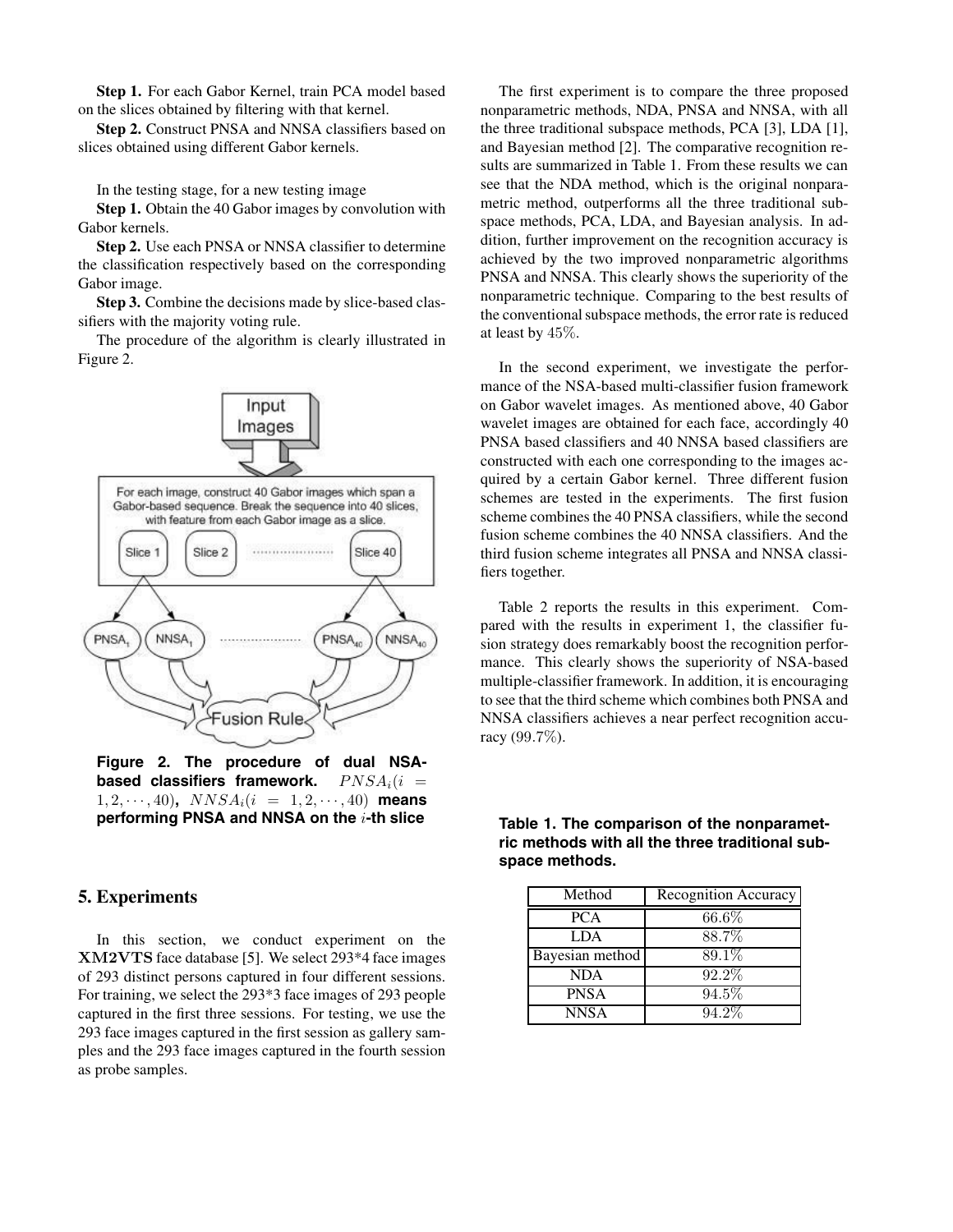**Step 1.** For each Gabor Kernel, train PCA model based on the slices obtained by filtering with that kernel.

**Step 2.** Construct PNSA and NNSA classifiers based on slices obtained using different Gabor kernels.

In the testing stage, for a new testing image

**Step 1.** Obtain the 40 Gabor images by convolution with Gabor kernels.

**Step 2.** Use each PNSA or NNSA classifier to determine the classification respectively based on the corresponding Gabor image.

**Step 3.** Combine the decisions made by slice-based classifiers with the majority voting rule.

The procedure of the algorithm is clearly illustrated in Figure 2.

**Figure 2. The procedure of dual NSA-based classifiers framework.** $PNSA_i(i = 1, 2, \cdots, 40)$, $NNSA_i(i = 1, 2, \cdots, 40)$ **means performing PNSA and NNSA on the** $i$**-th slice**

## 5. Experiments

In this section, we conduct experiment on the **XM2VTS** face database [5]. We select 293*4 face images of 293 distinct persons captured in four different sessions. For training, we select the 293*3 face images of 293 people captured in the first three sessions. For testing, we use the 293 face images captured in the first session as gallery samples and the 293 face images captured in the fourth session as probe samples.

The first experiment is to compare the three proposed nonparametric methods, NDA, PNSA and NNSA, with all the three traditional subspace methods, PCA [3], LDA [1], and Bayesian method [2]. The comparative recognition results are summarized in Table 1. From these results we can see that the NDA method, which is the original nonparametric method, outperforms all the three traditional subspace methods, PCA, LDA, and Bayesian analysis. In addition, further improvement on the recognition accuracy is achieved by the two improved nonparametric algorithms PNSA and NNSA. This clearly shows the superiority of the nonparametric technique. Comparing to the best results of the conventional subspace methods, the error rate is reduced at least by 45%.

In the second experiment, we investigate the performance of the NSA-based multi-classifier fusion framework on Gabor wavelet images. As mentioned above, 40 Gabor wavelet images are obtained for each face, accordingly 40 PNSA based classifiers and 40 NNSA based classifiers are constructed with each one corresponding to the images acquired by a certain Gabor kernel. Three different fusion schemes are tested in the experiments. The first fusion scheme combines the 40 PNSA classifiers, while the second fusion scheme combines the 40 NNSA classifiers. And the third fusion scheme integrates all PNSA and NNSA classifiers together.

Table 2 reports the results in this experiment. Compared with the results in experiment 1, the classifier fusion strategy does remarkably boost the recognition performance. This clearly shows the superiority of NSA-based multiple-classifier framework. In addition, it is encouraging to see that the third scheme which combines both PNSA and NNSA classifiers achieves a near perfect recognition accuracy (99.7%).

**Table 1. The comparison of the nonparametric methods with all the three traditional subspace methods.**

| Method | Recognition Accuracy |
|---|---|
| PCA | 66.6% |
| LDA | 88.7% |
| Bayesian method | 89.1% |
| NDA | 92.2% |
| PNSA | 94.5% |
| NNSA | 94.2% |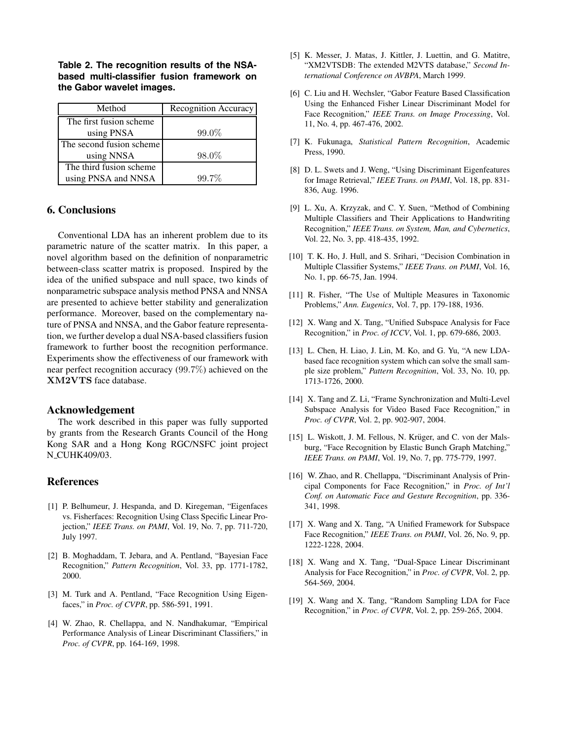**Table 2. The recognition results of the NSA-based multi-classifier fusion framework on the Gabor wavelet images.**

| Method | Recognition Accuracy |
|---|---|
| The first fusion scheme using PNSA | 99.0% |
| The second fusion scheme using NNSA | 98.0% |
| The third fusion scheme using PNSA and NNSA | 99.7% |

## 6. Conclusions

Conventional LDA has an inherent problem due to its parametric nature of the scatter matrix. In this paper, a novel algorithm based on the definition of nonparametric between-class scatter matrix is proposed. Inspired by the idea of the unified subspace and null space, two kinds of nonparametric subspace analysis method PNSA and NNSA are presented to achieve better stability and generalization performance. Moreover, based on the complementary nature of PNSA and NNSA, and the Gabor feature representation, we further develop a dual NSA-based classifiers fusion framework to further boost the recognition performance. Experiments show the effectiveness of our framework with near perfect recognition accuracy (99.7%) achieved on the **XM2VTS** face database.

## Acknowledgement

The work described in this paper was fully supported by grants from the Research Grants Council of the Hong Kong SAR and a Hong Kong RGC/NSFC joint project N_CUHK409/03.

## References

[1] P. Belhumeur, J. Hespanda, and D. Kiregeman, "Eigenfaces vs. Fisherfaces: Recognition Using Class Specific Linear Projection," *IEEE Trans. on PAMI*, Vol. 19, No. 7, pp. 711-720, July 1997.

[2] B. Moghaddam, T. Jebara, and A. Pentland, "Bayesian Face Recognition," *Pattern Recognition*, Vol. 33, pp. 1771-1782, 2000.

[3] M. Turk and A. Pentland, "Face Recognition Using Eigenfaces," in *Proc. of CVPR*, pp. 586-591, 1991.

[4] W. Zhao, R. Chellappa, and N. Nandhakumar, "Empirical Performance Analysis of Linear Discriminant Classifiers," in *Proc. of CVPR*, pp. 164-169, 1998.

[5] K. Messer, J. Matas, J. Kittler, J. Luettin, and G. Matitre, "XM2VTSDB: The extended M2VTS database," *Second International Conference on AVBPA*, March 1999.

[6] C. Liu and H. Wechsler, "Gabor Feature Based Classification Using the Enhanced Fisher Linear Discriminant Model for Face Recognition," *IEEE Trans. on Image Processing*, Vol. 11, No. 4, pp. 467-476, 2002.

[7] K. Fukunaga, *Statistical Pattern Recognition*, Academic Press, 1990.

[8] D. L. Swets and J. Weng, "Using Discriminant Eigenfeatures for Image Retrieval," *IEEE Trans. on PAMI*, Vol. 18, pp. 831-836, Aug. 1996.

[9] L. Xu, A. Krzyzak, and C. Y. Suen, "Method of Combining Multiple Classifiers and Their Applications to Handwriting Recognition," *IEEE Trans. on System, Man, and Cybernetics*, Vol. 22, No. 3, pp. 418-435, 1992.

[10] T. K. Ho, J. Hull, and S. Srihari, "Decision Combination in Multiple Classifier Systems," *IEEE Trans. on PAMI*, Vol. 16, No. 1, pp. 66-75, Jan. 1994.

[11] R. Fisher, "The Use of Multiple Measures in Taxonomic Problems," *Ann. Eugenics*, Vol. 7, pp. 179-188, 1936.

[12] X. Wang and X. Tang, "Unified Subspace Analysis for Face Recognition," in *Proc. of ICCV*, Vol. 1, pp. 679-686, 2003.

[13] L. Chen, H. Liao, J. Lin, M. Ko, and G. Yu, "A new LDA-based face recognition system which can solve the small sample size problem," *Pattern Recognition*, Vol. 33, No. 10, pp. 1713-1726, 2000.

[14] X. Tang and Z. Li, "Frame Synchronization and Multi-Level Subspace Analysis for Video Based Face Recognition," in *Proc. of CVPR*, Vol. 2, pp. 902-907, 2004.

[15] L. Wiskott, J. M. Fellous, N. Krüger, and C. von der Malsburg, "Face Recognition by Elastic Bunch Graph Matching," *IEEE Trans. on PAMI*, Vol. 19, No. 7, pp. 775-779, 1997.

[16] W. Zhao, and R. Chellappa, "Discriminant Analysis of Principal Components for Face Recognition," in *Proc. of Int'l Conf. on Automatic Face and Gesture Recognition*, pp. 336-341, 1998.

[17] X. Wang and X. Tang, "A Unified Framework for Subspace Face Recognition," *IEEE Trans. on PAMI*, Vol. 26, No. 9, pp. 1222-1228, 2004.

[18] X. Wang and X. Tang, "Dual-Space Linear Discriminant Analysis for Face Recognition," in *Proc. of CVPR*, Vol. 2, pp. 564-569, 2004.

[19] X. Wang and X. Tang, "Random Sampling LDA for Face Recognition," in *Proc. of CVPR*, Vol. 2, pp. 259-265, 2004.